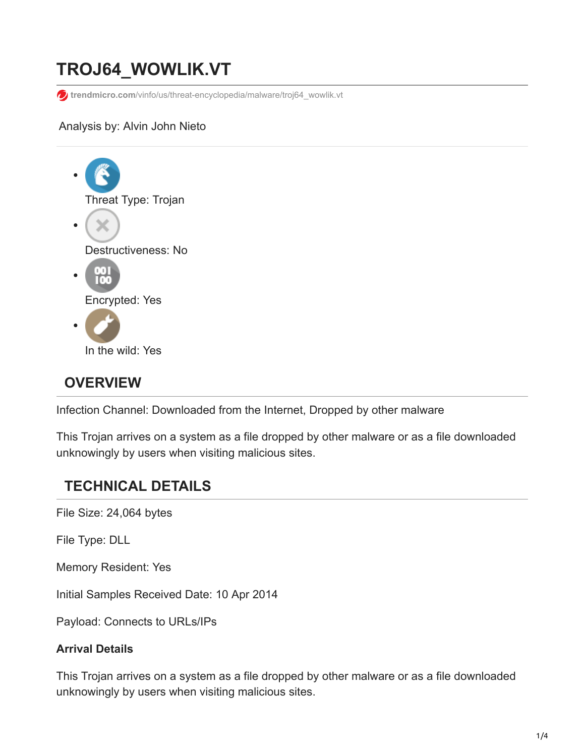# TROJ64_WOWLIK.VT

trendmicro.com/vinfo/us/threat-encyclopedia/malware/troj64_wowlik.vt

Analysis by: Alvin John Nieto

- Threat Type: Trojan
- Destructiveness: No
- Encrypted: Yes
- In the wild: Yes

## OVERVIEW

Infection Channel: Downloaded from the Internet, Dropped by other malware

This Trojan arrives on a system as a file dropped by other malware or as a file downloaded unknowingly by users when visiting malicious sites.

## TECHNICAL DETAILS

File Size: 24,064 bytes

File Type: DLL

Memory Resident: Yes

Initial Samples Received Date: 10 Apr 2014

Payload: Connects to URLs/IPs

**Arrival Details**

This Trojan arrives on a system as a file dropped by other malware or as a file downloaded unknowingly by users when visiting malicious sites.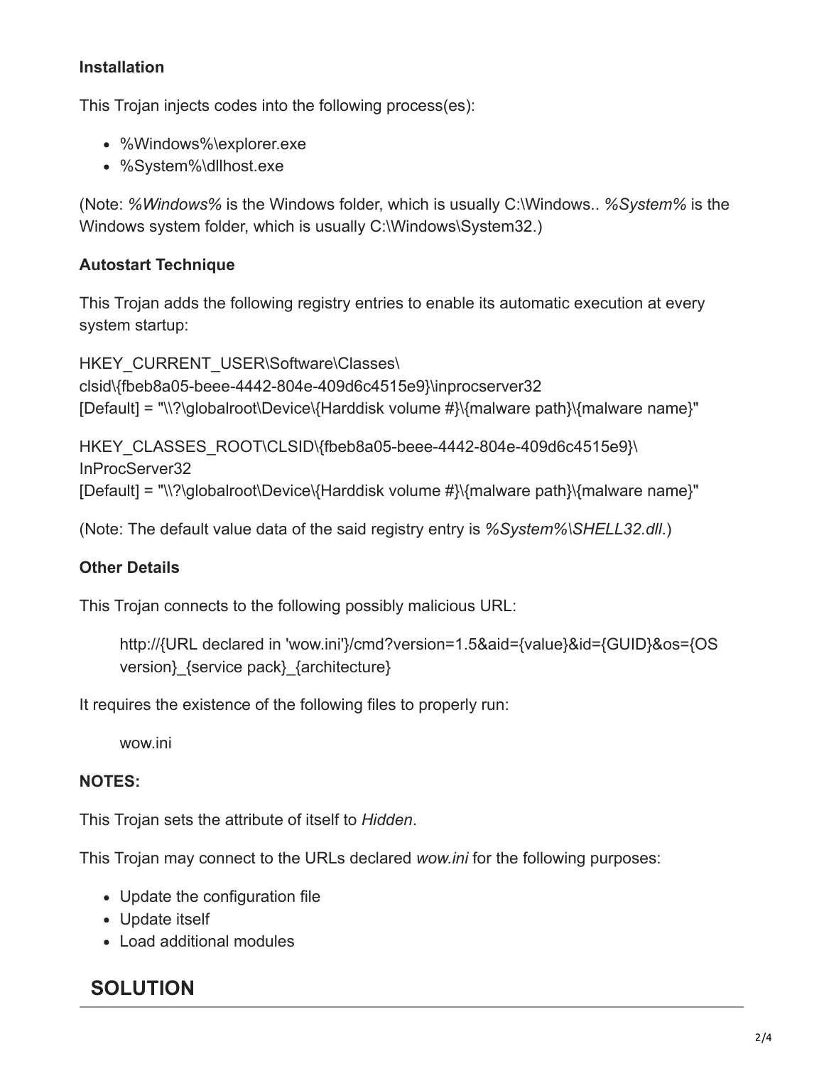**Installation**

This Trojan injects codes into the following process(es):

- %Windows%\explorer.exe
- %System%\dllhost.exe

(Note: *%Windows%* is the Windows folder, which is usually C:\Windows.. *%System%* is the Windows system folder, which is usually C:\Windows\System32.)

**Autostart Technique**

This Trojan adds the following registry entries to enable its automatic execution at every system startup:

HKEY_CURRENT_USER\Software\Classes\
clsid\{fbeb8a05-beee-4442-804e-409d6c4515e9}\inprocserver32
[Default] = "\\?\globalroot\Device\{Harddisk volume #}\{malware path}\{malware name}"

HKEY_CLASSES_ROOT\CLSID\{fbeb8a05-beee-4442-804e-409d6c4515e9}\
InProcServer32
[Default] = "\\?\globalroot\Device\{Harddisk volume #}\{malware path}\{malware name}"

(Note: The default value data of the said registry entry is *%System%\SHELL32.dll*.)

**Other Details**

This Trojan connects to the following possibly malicious URL:

> http://{URL declared in 'wow.ini'}/cmd?version=1.5&aid={value}&id={GUID}&os={OS version}_{service pack}_{architecture}

It requires the existence of the following files to properly run:

> wow.ini

**NOTES:**

This Trojan sets the attribute of itself to *Hidden*.

This Trojan may connect to the URLs declared *wow.ini* for the following purposes:

- Update the configuration file
- Update itself
- Load additional modules

## SOLUTION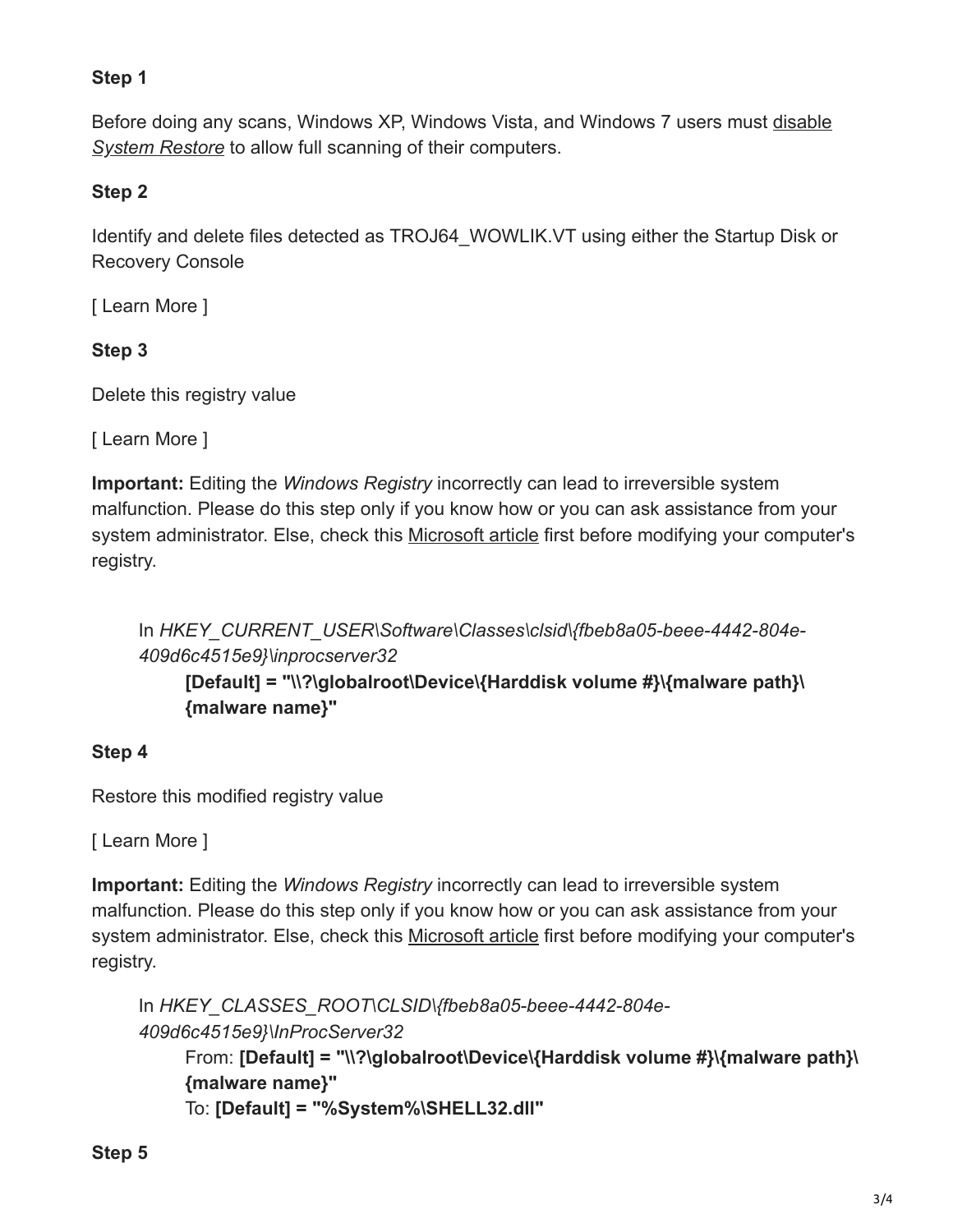**Step 1**

Before doing any scans, Windows XP, Windows Vista, and Windows 7 users must [disable *System Restore*] to allow full scanning of their computers.

**Step 2**

Identify and delete files detected as TROJ64_WOWLIK.VT using either the Startup Disk or Recovery Console

[ Learn More ]

**Step 3**

Delete this registry value

[ Learn More ]

**Important:** Editing the *Windows Registry* incorrectly can lead to irreversible system malfunction. Please do this step only if you know how or you can ask assistance from your system administrator. Else, check this Microsoft article first before modifying your computer's registry.

> In *HKEY_CURRENT_USER\Software\Classes\clsid\{fbeb8a05-beee-4442-804e-409d6c4515e9}\inprocserver32*
>
> **[Default] = "\\?\globalroot\Device\{Harddisk volume #}\{malware path}\{malware name}"**

**Step 4**

Restore this modified registry value

[ Learn More ]

**Important:** Editing the *Windows Registry* incorrectly can lead to irreversible system malfunction. Please do this step only if you know how or you can ask assistance from your system administrator. Else, check this Microsoft article first before modifying your computer's registry.

> In *HKEY_CLASSES_ROOT\CLSID\{fbeb8a05-beee-4442-804e-409d6c4515e9}\InProcServer32*
>
> From: **[Default] = "\\?\globalroot\Device\{Harddisk volume #}\{malware path}\{malware name}"**
>
> To: **[Default] = "%System%\SHELL32.dll"**

**Step 5**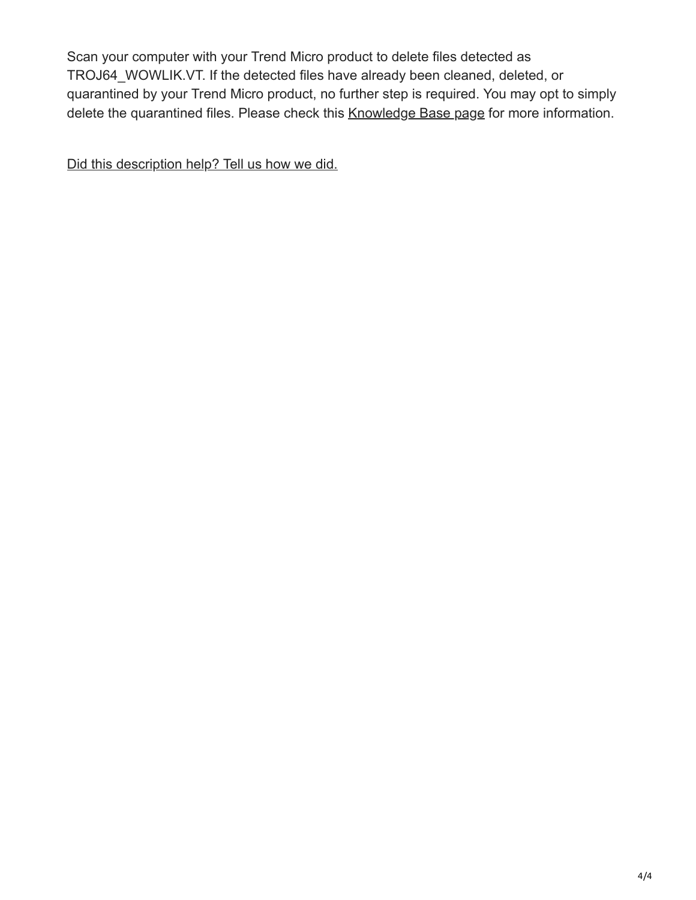Scan your computer with your Trend Micro product to delete files detected as TROJ64_WOWLIK.VT. If the detected files have already been cleaned, deleted, or quarantined by your Trend Micro product, no further step is required. You may opt to simply delete the quarantined files. Please check this Knowledge Base page for more information.

Did this description help? Tell us how we did.